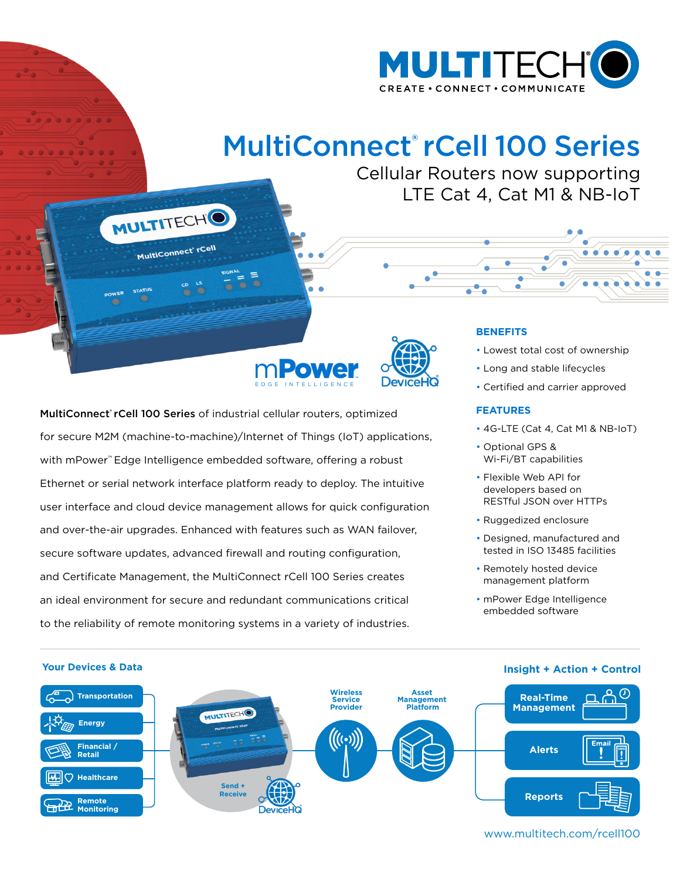MULTITECH
CREATE • CONNECT • COMMUNICATE

# MultiConnect® rCell 100 Series

## Cellular Routers now supporting LTE Cat 4, Cat M1 & NB-IoT

mPower EDGE INTELLIGENCE

DeviceHQ

### BENEFITS

- Lowest total cost of ownership
- Long and stable lifecycles
- Certified and carrier approved

### FEATURES

- 4G-LTE (Cat 4, Cat M1 & NB-IoT)
- Optional GPS & Wi-Fi/BT capabilities
- Flexible Web API for developers based on RESTful JSON over HTTPs
- Ruggedized enclosure
- Designed, manufactured and tested in ISO 13485 facilities
- Remotely hosted device management platform
- mPower Edge Intelligence embedded software

**MultiConnect® rCell 100 Series** of industrial cellular routers, optimized for secure M2M (machine-to-machine)/Internet of Things (IoT) applications, with mPower™ Edge Intelligence embedded software, offering a robust Ethernet or serial network interface platform ready to deploy. The intuitive user interface and cloud device management allows for quick configuration and over-the-air upgrades. Enhanced with features such as WAN failover, secure software updates, advanced firewall and routing configuration, and Certificate Management, the MultiConnect rCell 100 Series creates an ideal environment for secure and redundant communications critical to the reliability of remote monitoring systems in a variety of industries.

**Your Devices & Data**

- Transportation
- Energy
- Financial / Retail
- Healthcare
- Remote Monitoring

Send + Receive

DeviceHQ

Wireless Service Provider

Asset Management Platform

**Insight + Action + Control**

- Real-Time Management
- Alerts
- Reports

www.multitech.com/rcell100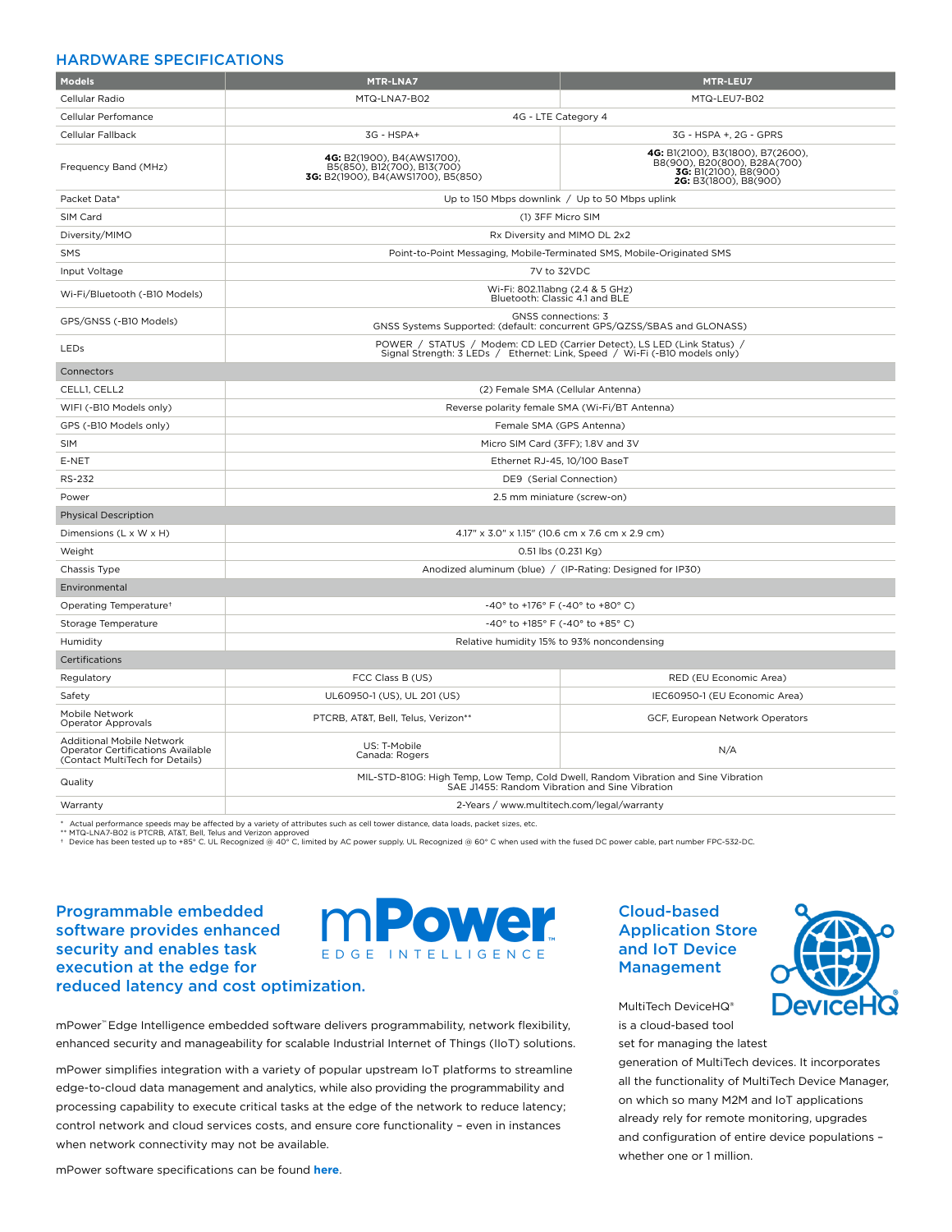## HARDWARE SPECIFICATIONS

| Models | MTR-LNA7 | MTR-LEU7 |
|---|---|---|
| Cellular Radio | MTQ-LNA7-B02 | MTQ-LEU7-B02 |
| Cellular Perfomance | 4G - LTE Category 4 | |
| Cellular Fallback | 3G - HSPA+ | 3G - HSPA +, 2G - GPRS |
| Frequency Band (MHz) | **4G:** B2(1900), B4(AWS1700), B5(850), B12(700), B13(700) **3G:** B2(1900), B4(AWS1700), B5(850) | **4G:** B1(2100), B3(1800), B7(2600), B8(900), B20(800), B28A(700) **3G:** B1(2100), B8(900) **2G:** B3(1800), B8(900) |
| Packet Data* | Up to 150 Mbps downlink / Up to 50 Mbps uplink | |
| SIM Card | (1) 3FF Micro SIM | |
| Diversity/MIMO | Rx Diversity and MIMO DL 2x2 | |
| SMS | Point-to-Point Messaging, Mobile-Terminated SMS, Mobile-Originated SMS | |
| Input Voltage | 7V to 32VDC | |
| Wi-Fi/Bluetooth (-B10 Models) | Wi-Fi: 802.11abng (2.4 & 5 GHz) Bluetooth: Classic 4.1 and BLE | |
| GPS/GNSS (-B10 Models) | GNSS connections: 3 GNSS Systems Supported: (default: concurrent GPS/QZSS/SBAS and GLONASS) | |
| LEDs | POWER / STATUS / Modem: CD LED (Carrier Detect), LS LED (Link Status) / Signal Strength: 3 LEDs / Ethernet: Link, Speed / Wi-Fi (-B10 models only) | |
| **Connectors** | | |
| CELL1, CELL2 | (2) Female SMA (Cellular Antenna) | |
| WIFI (-B10 Models only) | Reverse polarity female SMA (Wi-Fi/BT Antenna) | |
| GPS (-B10 Models only) | Female SMA (GPS Antenna) | |
| SIM | Micro SIM Card (3FF); 1.8V and 3V | |
| E-NET | Ethernet RJ-45, 10/100 BaseT | |
| RS-232 | DE9 (Serial Connection) | |
| Power | 2.5 mm miniature (screw-on) | |
| **Physical Description** | | |
| Dimensions (L x W x H) | 4.17" x 3.0" x 1.15" (10.6 cm x 7.6 cm x 2.9 cm) | |
| Weight | 0.51 lbs (0.231 Kg) | |
| Chassis Type | Anodized aluminum (blue) / (IP-Rating: Designed for IP30) | |
| **Environmental** | | |
| Operating Temperature† | -40° to +176° F (-40° to +80° C) | |
| Storage Temperature | -40° to +185° F (-40° to +85° C) | |
| Humidity | Relative humidity 15% to 93% noncondensing | |
| **Certifications** | | |
| Regulatory | FCC Class B (US) | RED (EU Economic Area) |
| Safety | UL60950-1 (US), UL 201 (US) | IEC60950-1 (EU Economic Area) |
| Mobile Network Operator Approvals | PTCRB, AT&T, Bell, Telus, Verizon** | GCF, European Network Operators |
| Additional Mobile Network Operator Certifications Available (Contact MultiTech for Details) | US: T-Mobile Canada: Rogers | N/A |
| Quality | MIL-STD-810G: High Temp, Low Temp, Cold Dwell, Random Vibration and Sine Vibration SAE J1455: Random Vibration and Sine Vibration | |
| Warranty | 2-Years / www.multitech.com/legal/warranty | |

\* Actual performance speeds may be affected by a variety of attributes such as cell tower distance, data loads, packet sizes, etc.
** MTQ-LNA7-B02 is PTCRB, AT&T, Bell, Telus and Verizon approved
† Device has been tested up to +85° C. UL Recognized @ 40° C, limited by AC power supply. UL Recognized @ 60° C when used with the fused DC power cable, part number FPC-532-DC.

### Programmable embedded software provides enhanced security and enables task execution at the edge for reduced latency and cost optimization.

mPower EDGE INTELLIGENCE

mPower™ Edge Intelligence embedded software delivers programmability, network flexibility, enhanced security and manageability for scalable Industrial Internet of Things (IIoT) solutions.

mPower simplifies integration with a variety of popular upstream IoT platforms to streamline edge-to-cloud data management and analytics, while also providing the programmability and processing capability to execute critical tasks at the edge of the network to reduce latency; control network and cloud services costs, and ensure core functionality – even in instances when network connectivity may not be available.

mPower software specifications can be found **here**.

### Cloud-based Application Store and IoT Device Management

DeviceHQ®

MultiTech DeviceHQ® is a cloud-based tool set for managing the latest generation of MultiTech devices. It incorporates all the functionality of MultiTech Device Manager, on which so many M2M and IoT applications already rely for remote monitoring, upgrades and configuration of entire device populations – whether one or 1 million.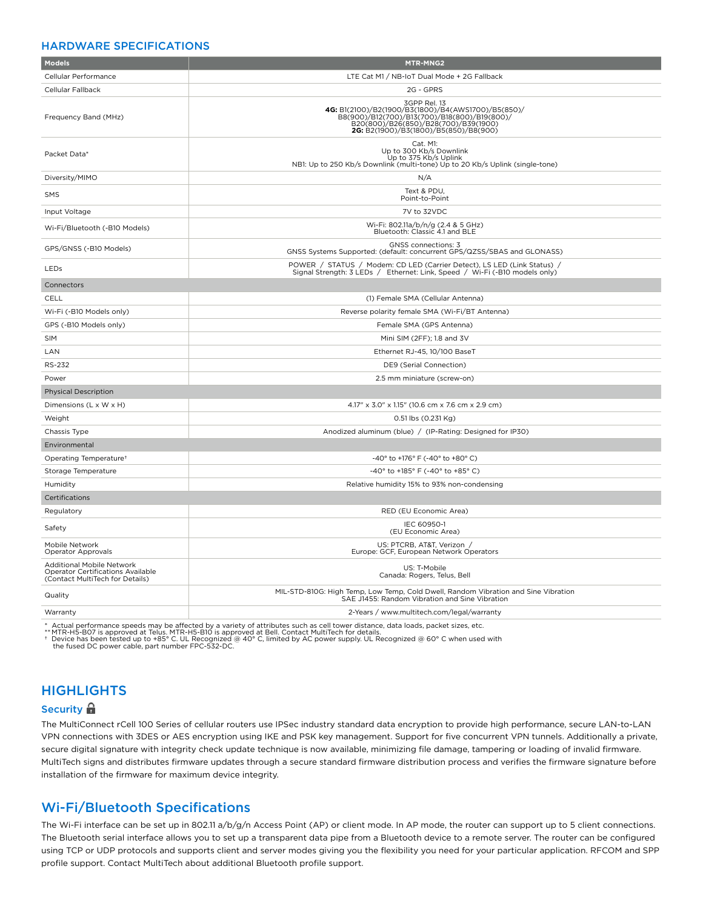## HARDWARE SPECIFICATIONS

| Models | MTR-MNG2 |
|---|---|
| Cellular Performance | LTE Cat M1 / NB-IoT Dual Mode + 2G Fallback |
| Cellular Fallback | 2G - GPRS |
| Frequency Band (MHz) | 3GPP Rel. 13<br>**4G:** B1(2100)/B2(1900/B3(1800)/B4(AWS1700)/B5(850)/ B8(900)/B12(700)/B13(700)/B18(800)/B19(800)/ B20(800)/B26(850)/B28(700)/B39(1900)<br>**2G:** B2(1900)/B3(1800)/B5(850)/B8(900) |
| Packet Data* | Cat. M1:<br>Up to 300 Kb/s Downlink<br>Up to 375 Kb/s Uplink<br>NB1: Up to 250 Kb/s Downlink (multi-tone) Up to 20 Kb/s Uplink (single-tone) |
| Diversity/MIMO | N/A |
| SMS | Text & PDU,<br>Point-to-Point |
| Input Voltage | 7V to 32VDC |
| Wi-Fi/Bluetooth (-B10 Models) | Wi-Fi: 802.11a/b/n/g (2.4 & 5 GHz)<br>Bluetooth: Classic 4.1 and BLE |
| GPS/GNSS (-B10 Models) | GNSS connections: 3<br>GNSS Systems Supported: (default: concurrent GPS/QZSS/SBAS and GLONASS) |
| LEDs | POWER / STATUS / Modem: CD LED (Carrier Detect), LS LED (Link Status) / Signal Strength: 3 LEDs / Ethernet: Link, Speed / Wi-Fi (-B10 models only) |
| **Connectors** | |
| CELL | (1) Female SMA (Cellular Antenna) |
| Wi-Fi (-B10 Models only) | Reverse polarity female SMA (Wi-Fi/BT Antenna) |
| GPS (-B10 Models only) | Female SMA (GPS Antenna) |
| SIM | Mini SIM (2FF); 1.8 and 3V |
| LAN | Ethernet RJ-45, 10/100 BaseT |
| RS-232 | DE9 (Serial Connection) |
| Power | 2.5 mm miniature (screw-on) |
| **Physical Description** | |
| Dimensions (L x W x H) | 4.17" x 3.0" x 1.15" (10.6 cm x 7.6 cm x 2.9 cm) |
| Weight | 0.51 lbs (0.231 Kg) |
| Chassis Type | Anodized aluminum (blue) / (IP-Rating: Designed for IP30) |
| **Environmental** | |
| Operating Temperature† | -40° to +176° F (-40° to +80° C) |
| Storage Temperature | -40° to +185° F (-40° to +85° C) |
| Humidity | Relative humidity 15% to 93% non-condensing |
| **Certifications** | |
| Regulatory | RED (EU Economic Area) |
| Safety | IEC 60950-1<br>(EU Economic Area) |
| Mobile Network Operator Approvals | US: PTCRB, AT&T, Verizon /<br>Europe: GCF, European Network Operators |
| Additional Mobile Network Operator Certifications Available (Contact MultiTech for Details) | US: T-Mobile<br>Canada: Rogers, Telus, Bell |
| Quality | MIL-STD-810G: High Temp, Low Temp, Cold Dwell, Random Vibration and Sine Vibration<br>SAE J1455: Random Vibration and Sine Vibration |
| Warranty | 2-Years / www.multitech.com/legal/warranty |

\* Actual performance speeds may be affected by a variety of attributes such as cell tower distance, data loads, packet sizes, etc.
\*\* MTR-H5-B07 is approved at Telus. MTR-H5-B10 is approved at Bell. Contact MultiTech for details.
† Device has been tested up to +85° C. UL Recognized @ 40° C, limited by AC power supply. UL Recognized @ 60° C when used with the fused DC power cable, part number FPC-532-DC.

## HIGHLIGHTS

### Security

The MultiConnect rCell 100 Series of cellular routers use IPSec industry standard data encryption to provide high performance, secure LAN-to-LAN VPN connections with 3DES or AES encryption using IKE and PSK key management. Support for five concurrent VPN tunnels. Additionally a private, secure digital signature with integrity check update technique is now available, minimizing file damage, tampering or loading of invalid firmware. MultiTech signs and distributes firmware updates through a secure standard firmware distribution process and verifies the firmware signature before installation of the firmware for maximum device integrity.

## Wi-Fi/Bluetooth Specifications

The Wi-Fi interface can be set up in 802.11 a/b/g/n Access Point (AP) or client mode. In AP mode, the router can support up to 5 client connections. The Bluetooth serial interface allows you to set up a transparent data pipe from a Bluetooth device to a remote server. The router can be configured using TCP or UDP protocols and supports client and server modes giving you the flexibility you need for your particular application. RFCOM and SPP profile support. Contact MultiTech about additional Bluetooth profile support.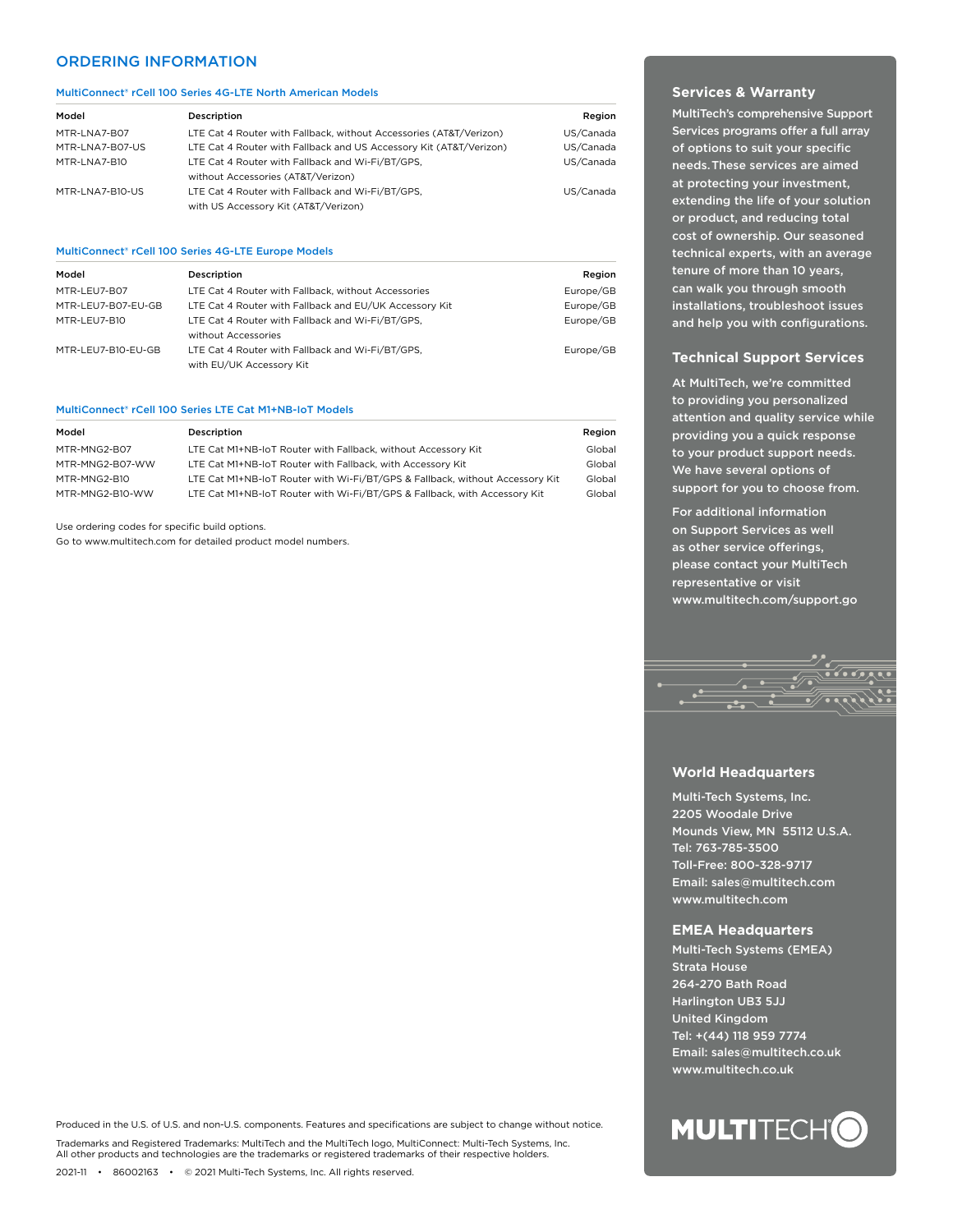## ORDERING INFORMATION

### MultiConnect® rCell 100 Series 4G-LTE North American Models

| Model | Description | Region |
|---|---|---|
| MTR-LNA7-B07 | LTE Cat 4 Router with Fallback, without Accessories (AT&T/Verizon) | US/Canada |
| MTR-LNA7-B07-US | LTE Cat 4 Router with Fallback and US Accessory Kit (AT&T/Verizon) | US/Canada |
| MTR-LNA7-B10 | LTE Cat 4 Router with Fallback and Wi-Fi/BT/GPS, without Accessories (AT&T/Verizon) | US/Canada |
| MTR-LNA7-B10-US | LTE Cat 4 Router with Fallback and Wi-Fi/BT/GPS, with US Accessory Kit (AT&T/Verizon) | US/Canada |

### MultiConnect® rCell 100 Series 4G-LTE Europe Models

| Model | Description | Region |
|---|---|---|
| MTR-LEU7-B07 | LTE Cat 4 Router with Fallback, without Accessories | Europe/GB |
| MTR-LEU7-B07-EU-GB | LTE Cat 4 Router with Fallback and EU/UK Accessory Kit | Europe/GB |
| MTR-LEU7-B10 | LTE Cat 4 Router with Fallback and Wi-Fi/BT/GPS, without Accessories | Europe/GB |
| MTR-LEU7-B10-EU-GB | LTE Cat 4 Router with Fallback and Wi-Fi/BT/GPS, with EU/UK Accessory Kit | Europe/GB |

### MultiConnect® rCell 100 Series LTE Cat M1+NB-IoT Models

| Model | Description | Region |
|---|---|---|
| MTR-MNG2-B07 | LTE Cat M1+NB-IoT Router with Fallback, without Accessory Kit | Global |
| MTR-MNG2-B07-WW | LTE Cat M1+NB-IoT Router with Fallback, with Accessory Kit | Global |
| MTR-MNG2-B10 | LTE Cat M1+NB-IoT Router with Wi-Fi/BT/GPS & Fallback, without Accessory Kit | Global |
| MTR-MNG2-B10-WW | LTE Cat M1+NB-IoT Router with Wi-Fi/BT/GPS & Fallback, with Accessory Kit | Global |

Use ordering codes for specific build options.
Go to www.multitech.com for detailed product model numbers.

## Services & Warranty

MultiTech's comprehensive Support Services programs offer a full array of options to suit your specific needs. These services are aimed at protecting your investment, extending the life of your solution or product, and reducing total cost of ownership. Our seasoned technical experts, with an average tenure of more than 10 years, can walk you through smooth installations, troubleshoot issues and help you with configurations.

## Technical Support Services

At MultiTech, we're committed to providing you personalized attention and quality service while providing you a quick response to your product support needs. We have several options of support for you to choose from.

For additional information on Support Services as well as other service offerings, please contact your MultiTech representative or visit www.multitech.com/support.go

## World Headquarters

Multi-Tech Systems, Inc.
2205 Woodale Drive
Mounds View, MN 55112 U.S.A.
Tel: 763-785-3500
Toll-Free: 800-328-9717
Email: sales@multitech.com
www.multitech.com

## EMEA Headquarters

Multi-Tech Systems (EMEA)
Strata House
264-270 Bath Road
Harlington UB3 5JJ
United Kingdom
Tel: +(44) 118 959 7774
Email: sales@multitech.co.uk
www.multitech.co.uk

MULTITECH

Produced in the U.S. of U.S. and non-U.S. components. Features and specifications are subject to change without notice.

Trademarks and Registered Trademarks: MultiTech and the MultiTech logo, MultiConnect: Multi-Tech Systems, Inc.
All other products and technologies are the trademarks or registered trademarks of their respective holders.

2021-11 • 86002163 • © 2021 Multi-Tech Systems, Inc. All rights reserved.